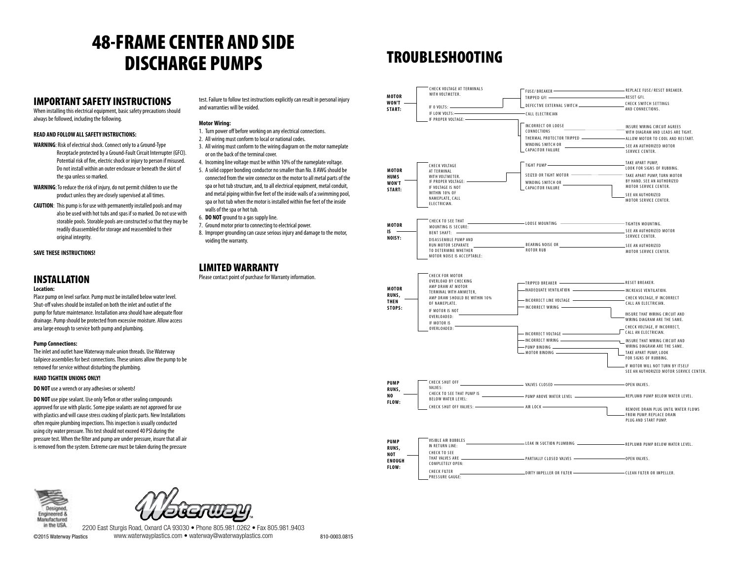# 48-FRAME CENTER AND SIDE DISCHARGE PUMPS

## IMPORTANT SAFETY INSTRUCTIONS

When installing this electrical equipment, basic safety precautions should always be followed, including the following.

**READ AND FOLLOW ALL SAFETY INSTRUCTIONS:**

**WARNING**: Risk of electrical shock. Connect only to a Ground-Type Receptacle protected by a Ground-Fault Circuit Interrupter (GFCI). Potential risk of fire, electric shock or injury to person if misused. Do not install within an outer enclosure or beneath the skirt of the spa unless so marked.

**WARNING**: To reduce the risk of injury, do not permit children to use the product unless they are closely supervised at all times.

**CAUTION**: This pump is for use with permanently installed pools and may also be used with hot tubs and spas if so marked. Do not use with storable pools. Storable pools are constructed so that they may be readily disassembled for storage and reassembled to their original integrity.

**SAVE THESE INSTRUCTIONS!**

## INSTALLATION

**Location:**

Place pump on level surface. Pump must be installed below water level. Shut-off valves should be installed on both the inlet and outlet of the pump for future maintenance. Installation area should have adequate floor drainage. Pump should be protected from excessive moisture. Allow access area large enough to service both pump and plumbing.

**Pump Connections:**

The inlet and outlet have Waterway male union threads. Use Waterway tailpiece assemblies for best connections. These unions allow the pump to be removed for service without disturbing the plumbing.

**HAND TIGHTEN UNIONS ONLY!**

**DO NOT** use a wrench or any adhesives or solvents!

**DO NOT** use pipe sealant. Use only Teflon or other sealing compounds approved for use with plastic. Some pipe sealants are not approved for use with plastics and will cause stress cracking of plastic parts. New Installations often require plumbing inspections. This inspection is usually conducted using city water pressure. This test should not exceed 40 PSI during the pressure test. When the filter and pump are under pressure, insure that all air is removed from the system. Extreme care must be taken during the pressure test. Failure to follow test instructions explicitly can result in personal injury and warranties will be voided.

**Motor Wiring:**

1. Turn power off before working on any electrical connections.
2. All wiring must conform to local or national codes.
3. All wiring must conform to the wiring diagram on the motor nameplate or on the back of the terminal cover.
4. Incoming line voltage must be within 10% of the nameplate voltage.
5. A solid copper bonding conductor no smaller than No. 8 AWG should be connected from the wire connector on the motor to all metal parts of the spa or hot tub structure, and, to all electrical equipment, metal conduit, and metal piping within five feet of the inside walls of a swimming pool, spa or hot tub when the motor is installed within five feet of the inside walls of the spa or hot tub.
6. **DO NOT** ground to a gas supply line.
7. Ground motor prior to connecting to electrical power.
8. Improper grounding can cause serious injury and damage to the motor, voiding the warranty.

## LIMITED WARRANTY

Please contact point of purchase for Warranty information.

# TROUBLESHOOTING

| Problem | Check | Cause | Remedy |
|---|---|---|---|
| MOTOR WON'T START: | CHECK VOLTAGE AT TERMINALS WITH VOLTMETER. IF 0 VOLTS: | FUSE/ BREAKER | REPLACE FUSE/ RESET BREAKER. |
| | | TRIPPED GFI | RESET GFI. |
| | | DEFECTIVE EXTERNAL SWITCH | CHECK SWITCH SETTINGS AND CONNECTIONS. |
| | IF LOW VOLTS: | CALL ELECTRICIAN | |
| | IF PROPER VOLTAGE: | INCORRECT OR LOOSE CONNECTIONS | INSURE WIRING CIRCUIT AGREES WITH DIAGRAM AND LEADS ARE TIGHT. |
| | | THERMAL PROTECTOR TRIPPED | ALLOW MOTOR TO COOL AND RESTART. |
| | | WINDING SWITCH OR CAPACITOR FAILURE | SEE AN AUTHORIZED MOTOR SERVICE CENTER. |
| MOTOR HUMS WON'T START: | CHECK VOLTAGE AT TERMINAL WITH VOLTMETER. IF PROPER VOLTAGE: | TIGHT PUMP | TAKE APART PUMP, LOOK FOR SIGNS OF RUBBING. |
| | | SEIZED OR TIGHT MOTOR | TAKE APART PUMP, TURN MOTOR BY HAND. SEE AN AUTHORIZED MOTOR SERVICE CENTER. |
| | | WINDING SWITCH OR CAPACITOR FAILURE | SEE AN AUTHORIZED MOTOR SERVICE CENTER. |
| | IF VOLTAGE IS NOT WITHIN 10% OF NAMEPLATE, CALL ELECTRICIAN. | | |
| MOTOR IS NOISY: | CHECK TO SEE THAT MOUNTING IS SECURE: | LOOSE MOUNTING | TIGHTEN MOUNTING. |
| | BENT SHAFT: | | SEE AN AUTHORIZED MOTOR SERVICE CENTER. |
| | DISASSEMBLE PUMP AND RUN MOTOR SEPARATE TO DETERMINE WHETHER MOTOR NOISE IS ACCEPTABLE: | BEARING NOISE OR ROTOR RUB | SEE AN AUTHORIZED MOTOR SERVICE CENTER. |
| MOTOR RUNS, THEN STOPS: | CHECK FOR MOTOR OVERLOAD BY CHECKING AMP DRAW AT MOTOR TERMINAL WITH AMMETER, AMP DRAW SHOULD BE WITHIN 10% OF NAMEPLATE. IF MOTOR IS NOT OVERLOADED: | TRIPPED BREAKER | RESET BREAKER. |
| | | INADEQUATE VENTILATION | INCREASE VENTILATION. |
| | | INCORRECT LINE VOLTAGE | CHECK VOLTAGE, IF INCORRECT CALL AN ELECTRICIAN. |
| | | INCORRECT WIRING | INSURE THAT WIRING CIRCUIT AND WIRING DIAGRAM ARE THE SAME. |
| | IF MOTOR IS OVERLOADED: | INCORRECT VOLTAGE | CHECK VOLTAGE, IF INCORRECT, CALL AN ELECTRICIAN. |
| | | INCORRECT WIRING | INSURE THAT WIRING CIRCUIT AND WIRING DIAGRAM ARE THE SAME. |
| | | PUMP BINDING | TAKE APART PUMP, LOOK FOR SIGNS OF RUBBING. |
| | | MOTOR BINDING | IF MOTOR WILL NOT TURN BY ITSELF SEE AN AUTHORIZED MOTOR SERVICE CENTER. |
| PUMP RUNS, NO FLOW: | CHECK SHUT OFF VALVES: | VALVES CLOSED | OPEN VALVES. |
| | CHECK TO SEE THAT PUMP IS BELOW WATER LEVEL: | PUMP ABOVE WATER LEVEL | REPLUMB PUMP BELOW WATER LEVEL. |
| | CHECK SHUT OFF VALVES: | AIR LOCK | REMOVE DRAIN PLUG UNTIL WATER FLOWS FROM PUMP. REPLACE DRAIN PLUG AND START PUMP. |
| PUMP RUNS, NOT ENOUGH FLOW: | VISIBLE AIR BUBBLES IN RETURN LINE: | LEAK IN SUCTION PLUMBING | REPLUMB PUMP BELOW WATER LEVEL. |
| | CHECK TO SEE THAT VALVES ARE COMPLETELY OPEN: | PARTIALLY CLOSED VALVES | OPEN VALVES. |
| | CHECK FILTER PRESSURE GAUGE: | DIRTY IMPELLER OR FILTER | CLEAN FILTER OR IMPELLER. |

Designed, Engineered & Manufactured in the USA.

Waterway™

2200 East Sturgis Road, Oxnard CA 93030 • Phone 805.981.0262 • Fax 805.981.9403
www.waterwayplastics.com • waterway@waterwayplastics.com

©2015 Waterway Plastics

810-0003.0815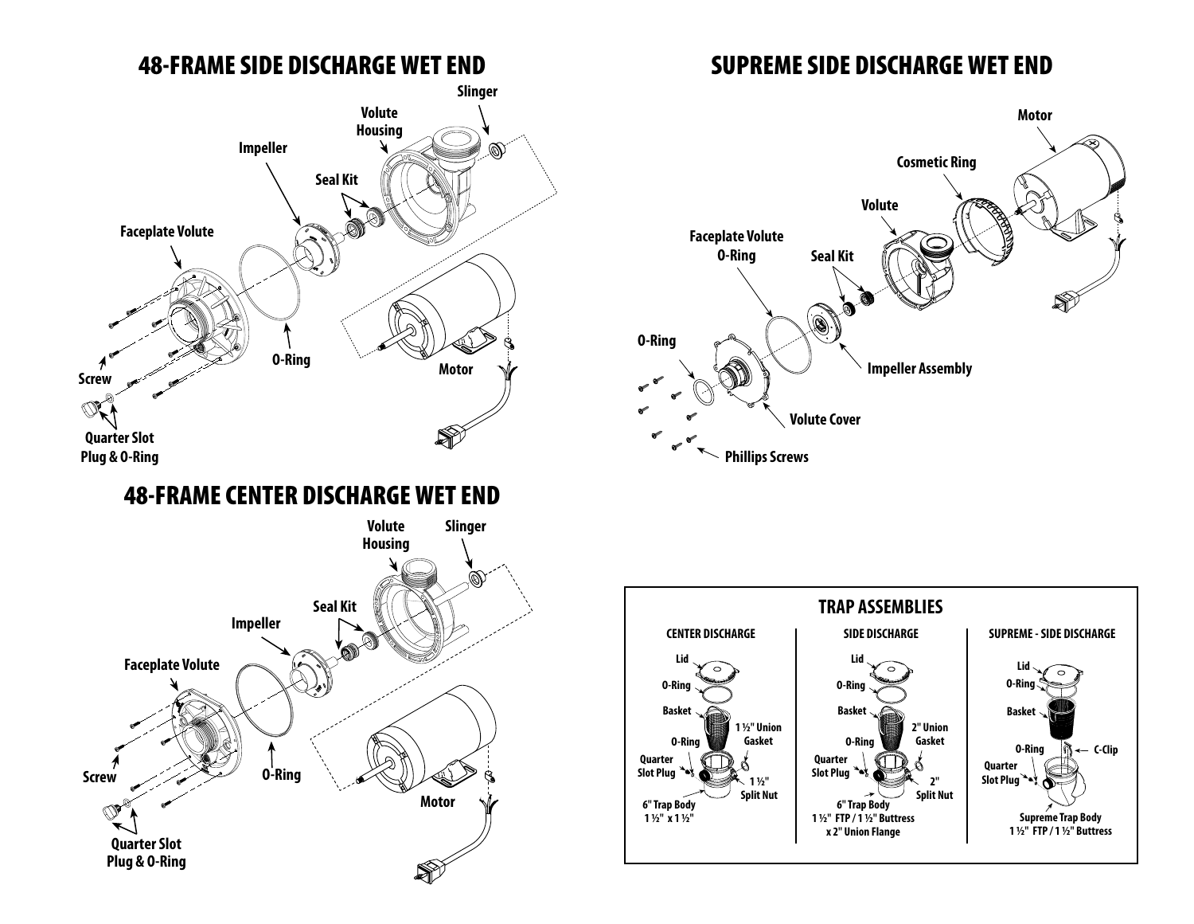# 48-FRAME SIDE DISCHARGE WET END

Slinger

Volute Housing

Impeller

Seal Kit

Faceplate Volute

O-Ring

Motor

Screw

Quarter Slot Plug & O-Ring

# 48-FRAME CENTER DISCHARGE WET END

Volute Housing

Slinger

Seal Kit

Impeller

Faceplate Volute

Screw

O-Ring

Motor

Quarter Slot Plug & O-Ring

# SUPREME SIDE DISCHARGE WET END

Motor

Cosmetic Ring

Volute

Faceplate Volute O-Ring

Seal Kit

O-Ring

Impeller Assembly

Volute Cover

Phillips Screws

## TRAP ASSEMBLIES

### CENTER DISCHARGE

Lid

O-Ring

Basket

O-Ring

1 ½" Union Gasket

Quarter Slot Plug

1 ½" Split Nut

6" Trap Body 1 ½" x 1 ½"

### SIDE DISCHARGE

Lid

O-Ring

Basket

O-Ring

2" Union Gasket

Quarter Slot Plug

2" Split Nut

6" Trap Body 1 ½" FTP / 1 ½" Buttress x 2" Union Flange

### SUPREME - SIDE DISCHARGE

Lid

O-Ring

Basket

O-Ring

C-Clip

Quarter Slot Plug

Supreme Trap Body 1 ½" FTP / 1 ½" Buttress